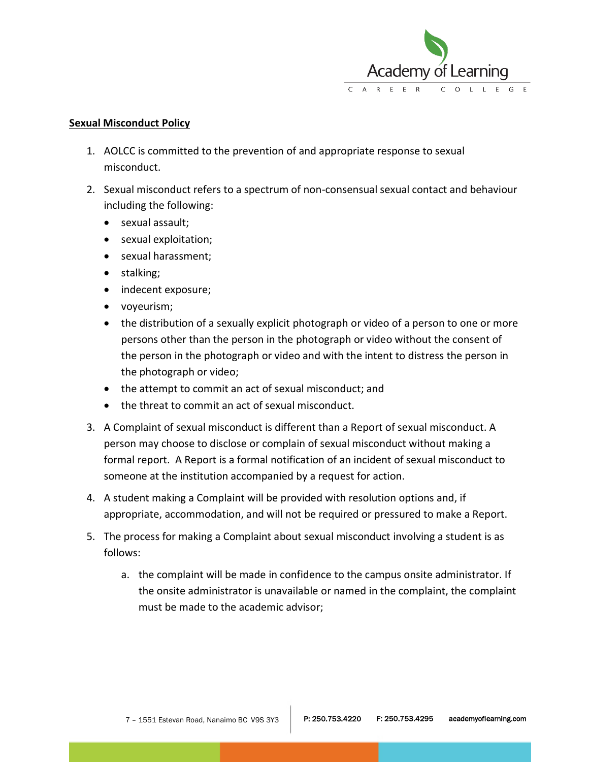**Sexual Misconduct Policy**

1. AOLCC is committed to the prevention of and appropriate response to sexual misconduct.

2. Sexual misconduct refers to a spectrum of non-consensual sexual contact and behaviour including the following:
   - sexual assault;
   - sexual exploitation;
   - sexual harassment;
   - stalking;
   - indecent exposure;
   - voyeurism;
   - the distribution of a sexually explicit photograph or video of a person to one or more persons other than the person in the photograph or video without the consent of the person in the photograph or video and with the intent to distress the person in the photograph or video;
   - the attempt to commit an act of sexual misconduct; and
   - the threat to commit an act of sexual misconduct.

3. A Complaint of sexual misconduct is different than a Report of sexual misconduct. A person may choose to disclose or complain of sexual misconduct without making a formal report. A Report is a formal notification of an incident of sexual misconduct to someone at the institution accompanied by a request for action.

4. A student making a Complaint will be provided with resolution options and, if appropriate, accommodation, and will not be required or pressured to make a Report.

5. The process for making a Complaint about sexual misconduct involving a student is as follows:

   a. the complaint will be made in confidence to the campus onsite administrator. If the onsite administrator is unavailable or named in the complaint, the complaint must be made to the academic advisor;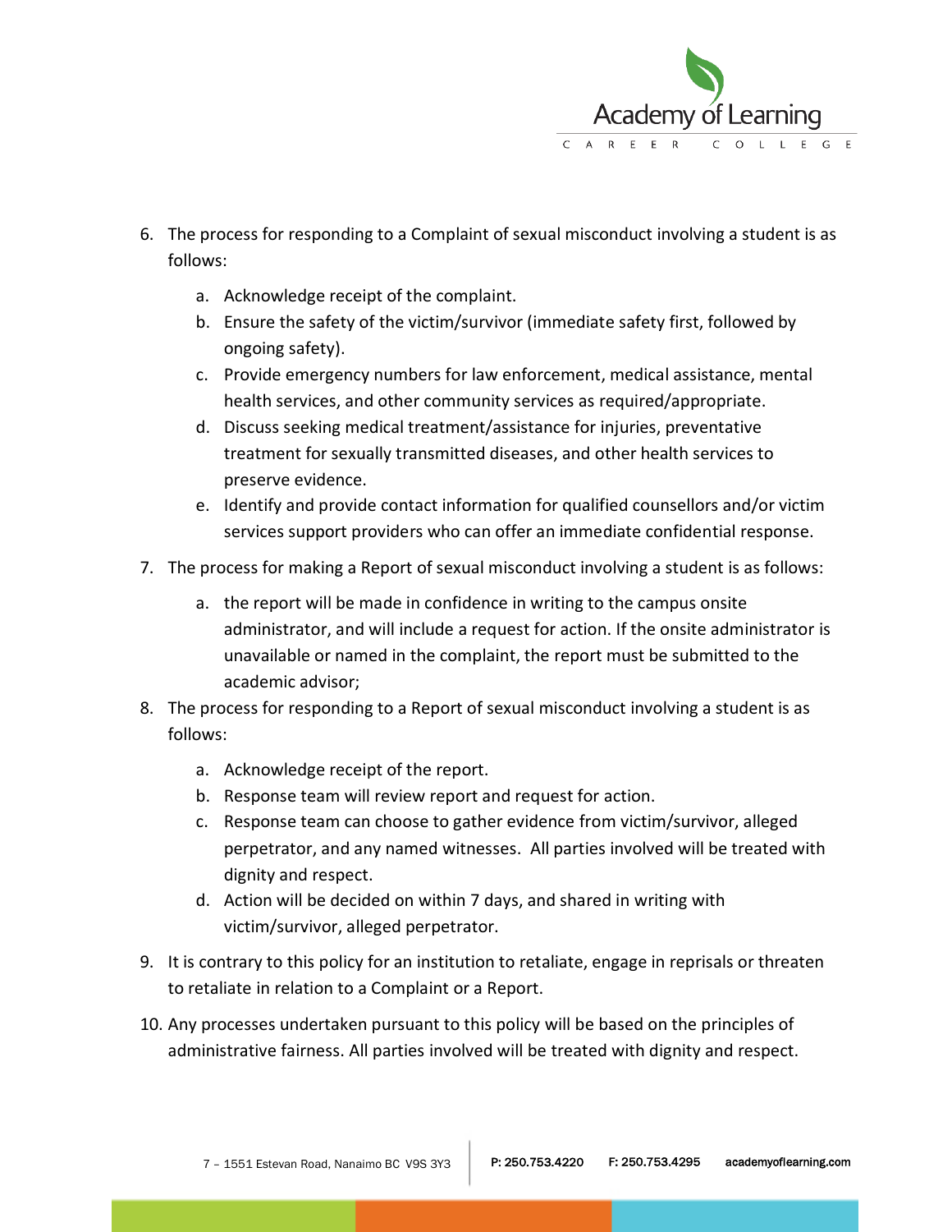6. The process for responding to a Complaint of sexual misconduct involving a student is as follows:

    a. Acknowledge receipt of the complaint.
    b. Ensure the safety of the victim/survivor (immediate safety first, followed by ongoing safety).
    c. Provide emergency numbers for law enforcement, medical assistance, mental health services, and other community services as required/appropriate.
    d. Discuss seeking medical treatment/assistance for injuries, preventative treatment for sexually transmitted diseases, and other health services to preserve evidence.
    e. Identify and provide contact information for qualified counsellors and/or victim services support providers who can offer an immediate confidential response.

7. The process for making a Report of sexual misconduct involving a student is as follows:

    a. the report will be made in confidence in writing to the campus onsite administrator, and will include a request for action. If the onsite administrator is unavailable or named in the complaint, the report must be submitted to the academic advisor;

8. The process for responding to a Report of sexual misconduct involving a student is as follows:

    a. Acknowledge receipt of the report.
    b. Response team will review report and request for action.
    c. Response team can choose to gather evidence from victim/survivor, alleged perpetrator, and any named witnesses. All parties involved will be treated with dignity and respect.
    d. Action will be decided on within 7 days, and shared in writing with victim/survivor, alleged perpetrator.

9. It is contrary to this policy for an institution to retaliate, engage in reprisals or threaten to retaliate in relation to a Complaint or a Report.

10. Any processes undertaken pursuant to this policy will be based on the principles of administrative fairness. All parties involved will be treated with dignity and respect.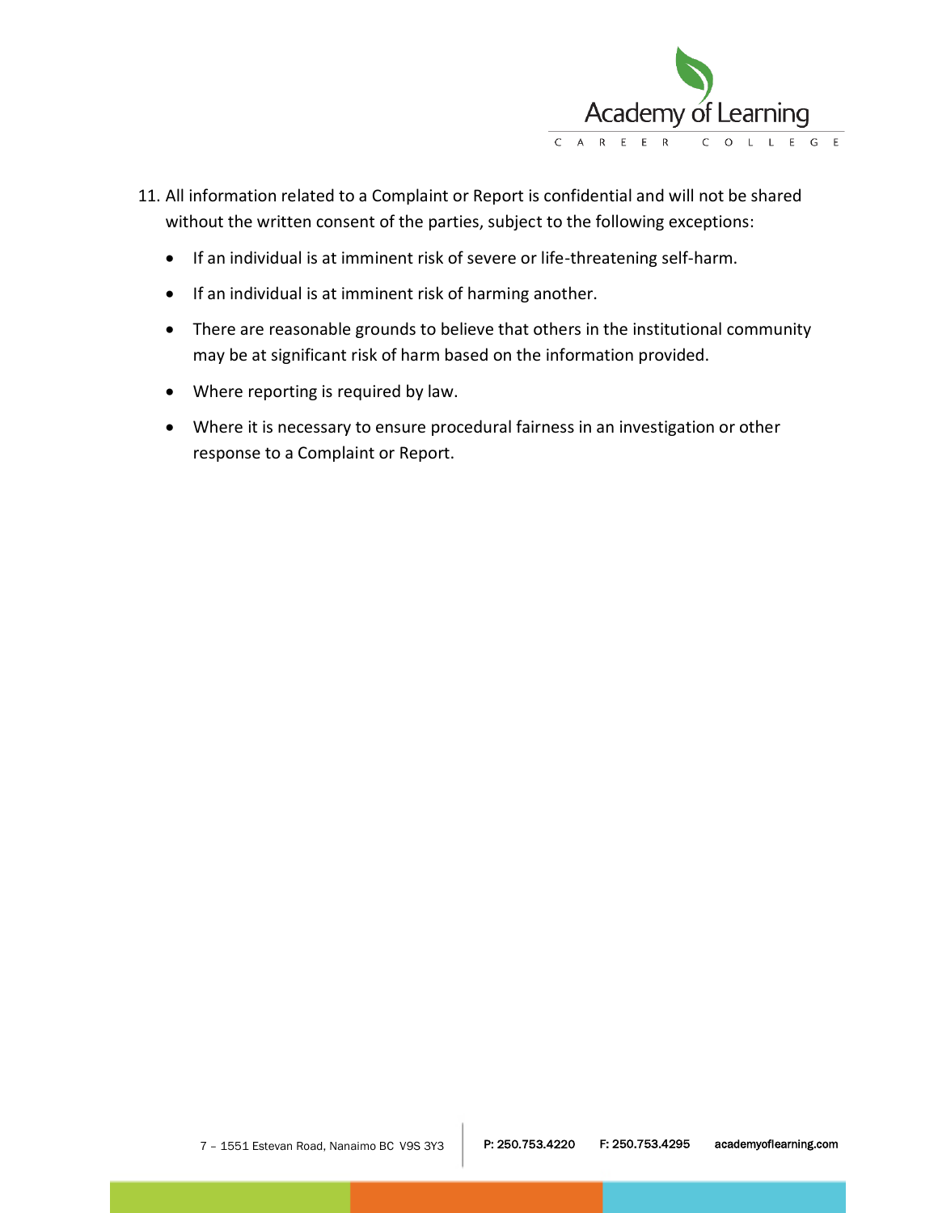11. All information related to a Complaint or Report is confidential and will not be shared without the written consent of the parties, subject to the following exceptions:
    - If an individual is at imminent risk of severe or life-threatening self-harm.
    - If an individual is at imminent risk of harming another.
    - There are reasonable grounds to believe that others in the institutional community may be at significant risk of harm based on the information provided.
    - Where reporting is required by law.
    - Where it is necessary to ensure procedural fairness in an investigation or other response to a Complaint or Report.